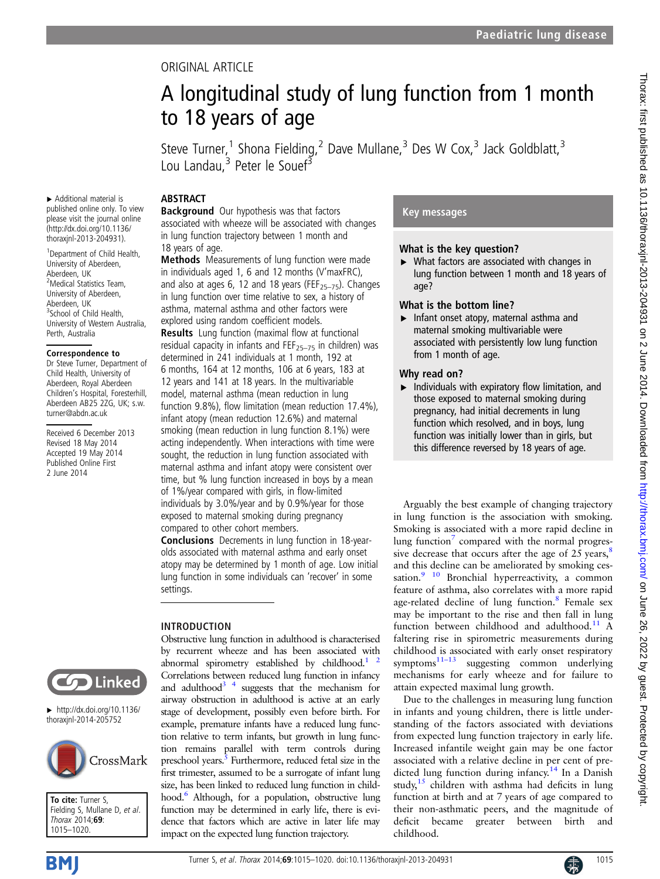ORIGINAL ARTICLE

# A longitudinal study of lung function from 1 month to 18 years of age

Steve Turner,[1] Shona Fielding,[2] Dave Mullane,[3] Des W Cox,[3] Jack Goldblatt,[3] Lou Landau,[3] Peter le Souef[3]

▸ Additional material is published online only. To view please visit the journal online (http://dx.doi.org/10.1136/thoraxjnl-2013-204931).

[1]Department of Child Health, University of Aberdeen, Aberdeen, UK
[2]Medical Statistics Team, University of Aberdeen, Aberdeen, UK
[3]School of Child Health, University of Western Australia, Perth, Australia

**Correspondence to**
Dr Steve Turner, Department of Child Health, University of Aberdeen, Royal Aberdeen Children's Hospital, Foresterhill, Aberdeen AB25 2ZG, UK; s.w.turner@abdn.ac.uk

Received 6 December 2013
Revised 18 May 2014
Accepted 19 May 2014
Published Online First 2 June 2014

▸ http://dx.doi.org/10.1136/thoraxjnl-2014-205752

**To cite:** Turner S, Fielding S, Mullane D, *et al*. *Thorax* 2014;**69**:1015–1020.

## ABSTRACT

**Background** Our hypothesis was that factors associated with wheeze will be associated with changes in lung function trajectory between 1 month and 18 years of age.

**Methods** Measurements of lung function were made in individuals aged 1, 6 and 12 months (V′maxFRC), and also at ages 6, 12 and 18 years ($FEF_{25–75}$). Changes in lung function over time relative to sex, a history of asthma, maternal asthma and other factors were explored using random coefficient models.

**Results** Lung function (maximal flow at functional residual capacity in infants and $FEF_{25–75}$ in children) was determined in 241 individuals at 1 month, 192 at 6 months, 164 at 12 months, 106 at 6 years, 183 at 12 years and 141 at 18 years. In the multivariable model, maternal asthma (mean reduction in lung function 9.8%), flow limitation (mean reduction 17.4%), infant atopy (mean reduction 12.6%) and maternal smoking (mean reduction in lung function 8.1%) were acting independently. When interactions with time were sought, the reduction in lung function associated with maternal asthma and infant atopy were consistent over time, but % lung function increased in boys by a mean of 1%/year compared with girls, in flow-limited individuals by 3.0%/year and by 0.9%/year for those exposed to maternal smoking during pregnancy compared to other cohort members.

**Conclusions** Decrements in lung function in 18-year-olds associated with maternal asthma and early onset atopy may be determined by 1 month of age. Low initial lung function in some individuals can 'recover' in some settings.

## Key messages

### What is the key question?

- ▸ What factors are associated with changes in lung function between 1 month and 18 years of age?

### What is the bottom line?

- ▸ Infant onset atopy, maternal asthma and maternal smoking multivariable were associated with persistently low lung function from 1 month of age.

### Why read on?

- ▸ Individuals with expiratory flow limitation, and those exposed to maternal smoking during pregnancy, had initial decrements in lung function which resolved, and in boys, lung function was initially lower than in girls, but this difference reversed by 18 years of age.

## INTRODUCTION

Obstructive lung function in adulthood is characterised by recurrent wheeze and has been associated with abnormal spirometry established by childhood.[1,2] Correlations between reduced lung function in infancy and adulthood[3,4] suggests that the mechanism for airway obstruction in adulthood is active at an early stage of development, possibly even before birth. For example, premature infants have a reduced lung function relative to term infants, but growth in lung function remains parallel with term controls during preschool years.[5] Furthermore, reduced fetal size in the first trimester, assumed to be a surrogate of infant lung size, has been linked to reduced lung function in childhood.[6] Although, for a population, obstructive lung function may be determined in early life, there is evidence that factors which are active in later life may impact on the expected lung function trajectory.

Arguably the best example of changing trajectory in lung function is the association with smoking. Smoking is associated with a more rapid decline in lung function[7] compared with the normal progressive decrease that occurs after the age of 25 years,[8] and this decline can be ameliorated by smoking cessation.[9,10] Bronchial hyperreactivity, a common feature of asthma, also correlates with a more rapid age-related decline of lung function.[8] Female sex may be important to the rise and then fall in lung function between childhood and adulthood.[11] A faltering rise in spirometric measurements during childhood is associated with early onset respiratory symptoms[11–13] suggesting common underlying mechanisms for early wheeze and for failure to attain expected maximal lung growth.

Due to the challenges in measuring lung function in infants and young children, there is little understanding of the factors associated with deviations from expected lung function trajectory in early life. Increased infantile weight gain may be one factor associated with a relative decline in per cent of predicted lung function during infancy.[14] In a Danish study,[15] children with asthma had deficits in lung function at birth and at 7 years of age compared to their non-asthmatic peers, and the magnitude of deficit became greater between birth and childhood.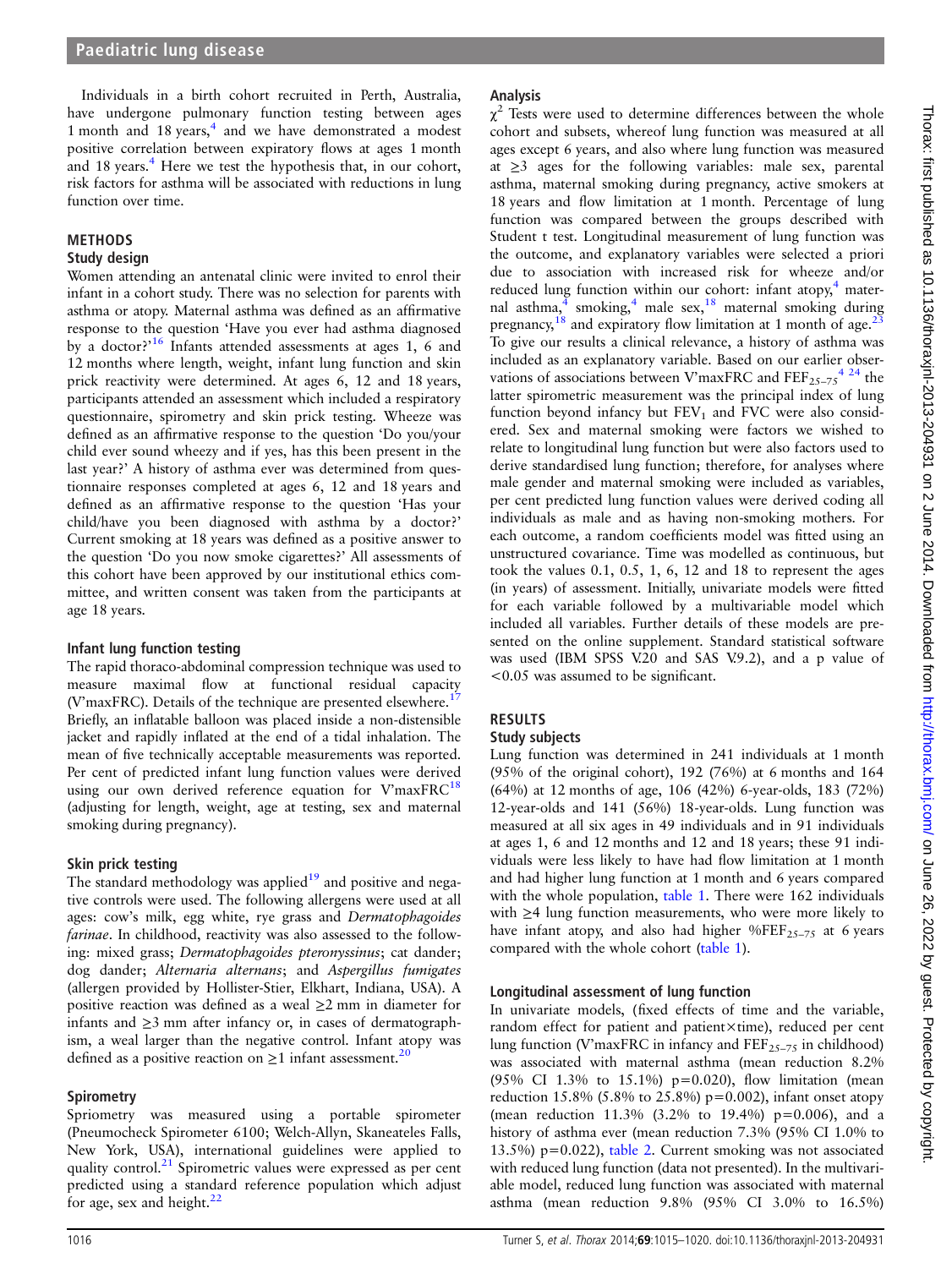Individuals in a birth cohort recruited in Perth, Australia, have undergone pulmonary function testing between ages 1 month and 18 years,[4] and we have demonstrated a modest positive correlation between expiratory flows at ages 1 month and 18 years.[4] Here we test the hypothesis that, in our cohort, risk factors for asthma will be associated with reductions in lung function over time.

## METHODS

### Study design

Women attending an antenatal clinic were invited to enrol their infant in a cohort study. There was no selection for parents with asthma or atopy. Maternal asthma was defined as an affirmative response to the question 'Have you ever had asthma diagnosed by a doctor?'[16] Infants attended assessments at ages 1, 6 and 12 months where length, weight, infant lung function and skin prick reactivity were determined. At ages 6, 12 and 18 years, participants attended an assessment which included a respiratory questionnaire, spirometry and skin prick testing. Wheeze was defined as an affirmative response to the question 'Do you/your child ever sound wheezy and if yes, has this been present in the last year?' A history of asthma ever was determined from questionnaire responses completed at ages 6, 12 and 18 years and defined as an affirmative response to the question 'Has your child/have you been diagnosed with asthma by a doctor?' Current smoking at 18 years was defined as a positive answer to the question 'Do you now smoke cigarettes?' All assessments of this cohort have been approved by our institutional ethics committee, and written consent was taken from the participants at age 18 years.

### Infant lung function testing

The rapid thoraco-abdominal compression technique was used to measure maximal flow at functional residual capacity (V'maxFRC). Details of the technique are presented elsewhere.[17] Briefly, an inflatable balloon was placed inside a non-distensible jacket and rapidly inflated at the end of a tidal inhalation. The mean of five technically acceptable measurements was reported. Per cent of predicted infant lung function values were derived using our own derived reference equation for V'maxFRC[18] (adjusting for length, weight, age at testing, sex and maternal smoking during pregnancy).

### Skin prick testing

The standard methodology was applied[19] and positive and negative controls were used. The following allergens were used at all ages: cow's milk, egg white, rye grass and *Dermatophagoides farinae*. In childhood, reactivity was also assessed to the following: mixed grass; *Dermatophagoides pteronyssinus*; cat dander; dog dander; *Alternaria alternans*; and *Aspergillus fumigates* (allergen provided by Hollister-Stier, Elkhart, Indiana, USA). A positive reaction was defined as a weal ≥2 mm in diameter for infants and ≥3 mm after infancy or, in cases of dermatographism, a weal larger than the negative control. Infant atopy was defined as a positive reaction on ≥1 infant assessment.[20]

### Spirometry

Spriometry was measured using a portable spirometer (Pneumocheck Spirometer 6100; Welch-Allyn, Skaneateles Falls, New York, USA), international guidelines were applied to quality control.[21] Spirometric values were expressed as per cent predicted using a standard reference population which adjust for age, sex and height.[22]

### Analysis

$\chi^2$ Tests were used to determine differences between the whole cohort and subsets, whereof lung function was measured at all ages except 6 years, and also where lung function was measured at ≥3 ages for the following variables: male sex, parental asthma, maternal smoking during pregnancy, active smokers at 18 years and flow limitation at 1 month. Percentage of lung function was compared between the groups described with Student t test. Longitudinal measurement of lung function was the outcome, and explanatory variables were selected a priori due to association with increased risk for wheeze and/or reduced lung function within our cohort: infant atopy,[4] maternal asthma,[4] smoking,[4] male sex,[18] maternal smoking during pregnancy,[18] and expiratory flow limitation at 1 month of age.[23] To give our results a clinical relevance, a history of asthma was included as an explanatory variable. Based on our earlier observations of associations between V'maxFRC and $FEF_{25-75}$[4,24] the latter spirometric measurement was the principal index of lung function beyond infancy but $FEV_1$ and FVC were also considered. Sex and maternal smoking were factors we wished to relate to longitudinal lung function but were also factors used to derive standardised lung function; therefore, for analyses where male gender and maternal smoking were included as variables, per cent predicted lung function values were derived coding all individuals as male and as having non-smoking mothers. For each outcome, a random coefficients model was fitted using an unstructured covariance. Time was modelled as continuous, but took the values 0.1, 0.5, 1, 6, 12 and 18 to represent the ages (in years) of assessment. Initially, univariate models were fitted for each variable followed by a multivariable model which included all variables. Further details of these models are presented on the online supplement. Standard statistical software was used (IBM SPSS V.20 and SAS V.9.2), and a p value of <0.05 was assumed to be significant.

## RESULTS

### Study subjects

Lung function was determined in 241 individuals at 1 month (95% of the original cohort), 192 (76%) at 6 months and 164 (64%) at 12 months of age, 106 (42%) 6-year-olds, 183 (72%) 12-year-olds and 141 (56%) 18-year-olds. Lung function was measured at all six ages in 49 individuals and in 91 individuals at ages 1, 6 and 12 months and 12 and 18 years; these 91 individuals were less likely to have had flow limitation at 1 month and had higher lung function at 1 month and 6 years compared with the whole population, table 1. There were 162 individuals with ≥4 lung function measurements, who were more likely to have infant atopy, and also had higher $\%FEF_{25-75}$ at 6 years compared with the whole cohort (table 1).

### Longitudinal assessment of lung function

In univariate models, (fixed effects of time and the variable, random effect for patient and patient×time), reduced per cent lung function (V'maxFRC in infancy and $FEF_{25-75}$ in childhood) was associated with maternal asthma (mean reduction 8.2% (95% CI 1.3% to 15.1%) p=0.020), flow limitation (mean reduction 15.8% (5.8% to 25.8%) p=0.002), infant onset atopy (mean reduction 11.3% (3.2% to 19.4%) p=0.006), and a history of asthma ever (mean reduction 7.3% (95% CI 1.0% to 13.5%) p=0.022), table 2. Current smoking was not associated with reduced lung function (data not presented). In the multivariable model, reduced lung function was associated with maternal asthma (mean reduction 9.8% (95% CI 3.0% to 16.5%)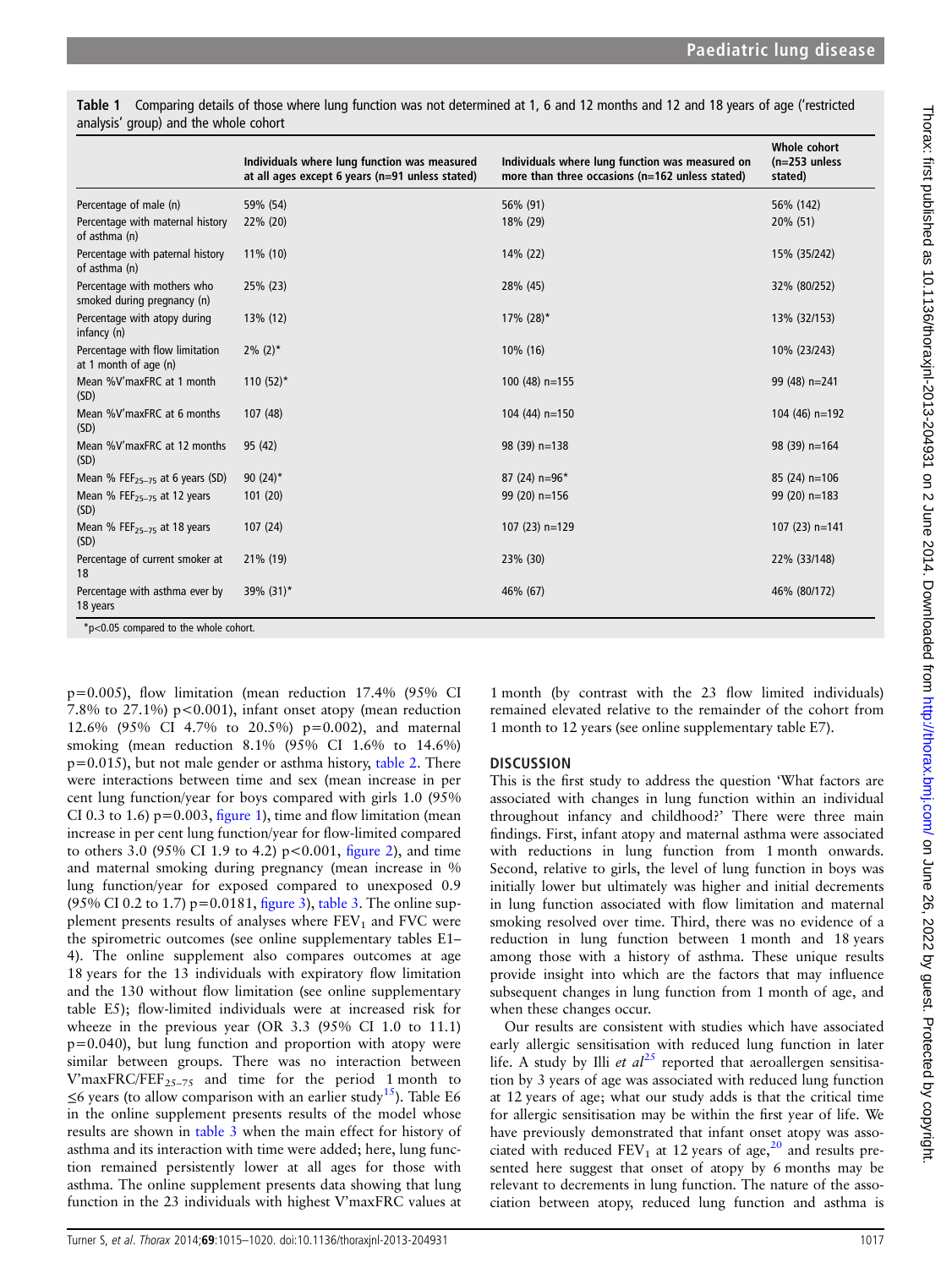**Table 1** Comparing details of those where lung function was not determined at 1, 6 and 12 months and 12 and 18 years of age ('restricted analysis' group) and the whole cohort

| | Individuals where lung function was measured at all ages except 6 years (n=91 unless stated) | Individuals where lung function was measured on more than three occasions (n=162 unless stated) | Whole cohort (n=253 unless stated) |
|---|---|---|---|
| Percentage of male (n) | 59% (54) | 56% (91) | 56% (142) |
| Percentage with maternal history of asthma (n) | 22% (20) | 18% (29) | 20% (51) |
| Percentage with paternal history of asthma (n) | 11% (10) | 14% (22) | 15% (35/242) |
| Percentage with mothers who smoked during pregnancy (n) | 25% (23) | 28% (45) | 32% (80/252) |
| Percentage with atopy during infancy (n) | 13% (12) | 17% (28)* | 13% (32/153) |
| Percentage with flow limitation at 1 month of age (n) | 2% (2)* | 10% (16) | 10% (23/243) |
| Mean %V'maxFRC at 1 month (SD) | 110 (52)* | 100 (48) n=155 | 99 (48) n=241 |
| Mean %V'maxFRC at 6 months (SD) | 107 (48) | 104 (44) n=150 | 104 (46) n=192 |
| Mean %V'maxFRC at 12 months (SD) | 95 (42) | 98 (39) n=138 | 98 (39) n=164 |
| Mean % $FEF_{25-75}$ at 6 years (SD) | 90 (24)* | 87 (24) n=96* | 85 (24) n=106 |
| Mean % $FEF_{25-75}$ at 12 years (SD) | 101 (20) | 99 (20) n=156 | 99 (20) n=183 |
| Mean % $FEF_{25-75}$ at 18 years (SD) | 107 (24) | 107 (23) n=129 | 107 (23) n=141 |
| Percentage of current smoker at 18 | 21% (19) | 23% (30) | 22% (33/148) |
| Percentage with asthma ever by 18 years | 39% (31)* | 46% (67) | 46% (80/172) |

*p<0.05 compared to the whole cohort.

p=0.005), flow limitation (mean reduction 17.4% (95% CI 7.8% to 27.1%) p<0.001), infant onset atopy (mean reduction 12.6% (95% CI 4.7% to 20.5%) p=0.002), and maternal smoking (mean reduction 8.1% (95% CI 1.6% to 14.6%) p=0.015), but not male gender or asthma history, table 2. There were interactions between time and sex (mean increase in per cent lung function/year for boys compared with girls 1.0 (95% CI 0.3 to 1.6) p=0.003, figure 1), time and flow limitation (mean increase in per cent lung function/year for flow-limited compared to others 3.0 (95% CI 1.9 to 4.2) p<0.001, figure 2), and time and maternal smoking during pregnancy (mean increase in % lung function/year for exposed compared to unexposed 0.9 (95% CI 0.2 to 1.7) p=0.0181, figure 3), table 3. The online supplement presents results of analyses where $FEV_1$ and FVC were the spirometric outcomes (see online supplementary tables E1–4). The online supplement also compares outcomes at age 18 years for the 13 individuals with expiratory flow limitation and the 130 without flow limitation (see online supplementary table E5); flow-limited individuals were at increased risk for wheeze in the previous year (OR 3.3 (95% CI 1.0 to 11.1) p=0.040), but lung function and proportion with atopy were similar between groups. There was no interaction between V'maxFRC/$FEF_{25-75}$ and time for the period 1 month to ≤6 years (to allow comparison with an earlier study[15]). Table E6 in the online supplement presents results of the model whose results are shown in table 3 when the main effect for history of asthma and its interaction with time were added; here, lung function remained persistently lower at all ages for those with asthma. The online supplement presents data showing that lung function in the 23 individuals with highest V'maxFRC values at 1 month (by contrast with the 23 flow limited individuals) remained elevated relative to the remainder of the cohort from 1 month to 12 years (see online supplementary table E7).

## DISCUSSION

This is the first study to address the question 'What factors are associated with changes in lung function within an individual throughout infancy and childhood?' There were three main findings. First, infant atopy and maternal asthma were associated with reductions in lung function from 1 month onwards. Second, relative to girls, the level of lung function in boys was initially lower but ultimately was higher and initial decrements in lung function associated with flow limitation and maternal smoking resolved over time. Third, there was no evidence of a reduction in lung function between 1 month and 18 years among those with a history of asthma. These unique results provide insight into which are the factors that may influence subsequent changes in lung function from 1 month of age, and when these changes occur.

Our results are consistent with studies which have associated early allergic sensitisation with reduced lung function in later life. A study by Illi *et al*[25] reported that aeroallergen sensitisation by 3 years of age was associated with reduced lung function at 12 years of age; what our study adds is that the critical time for allergic sensitisation may be within the first year of life. We have previously demonstrated that infant onset atopy was associated with reduced $FEV_1$ at 12 years of age,[20] and results presented here suggest that onset of atopy by 6 months may be relevant to decrements in lung function. The nature of the association between atopy, reduced lung function and asthma is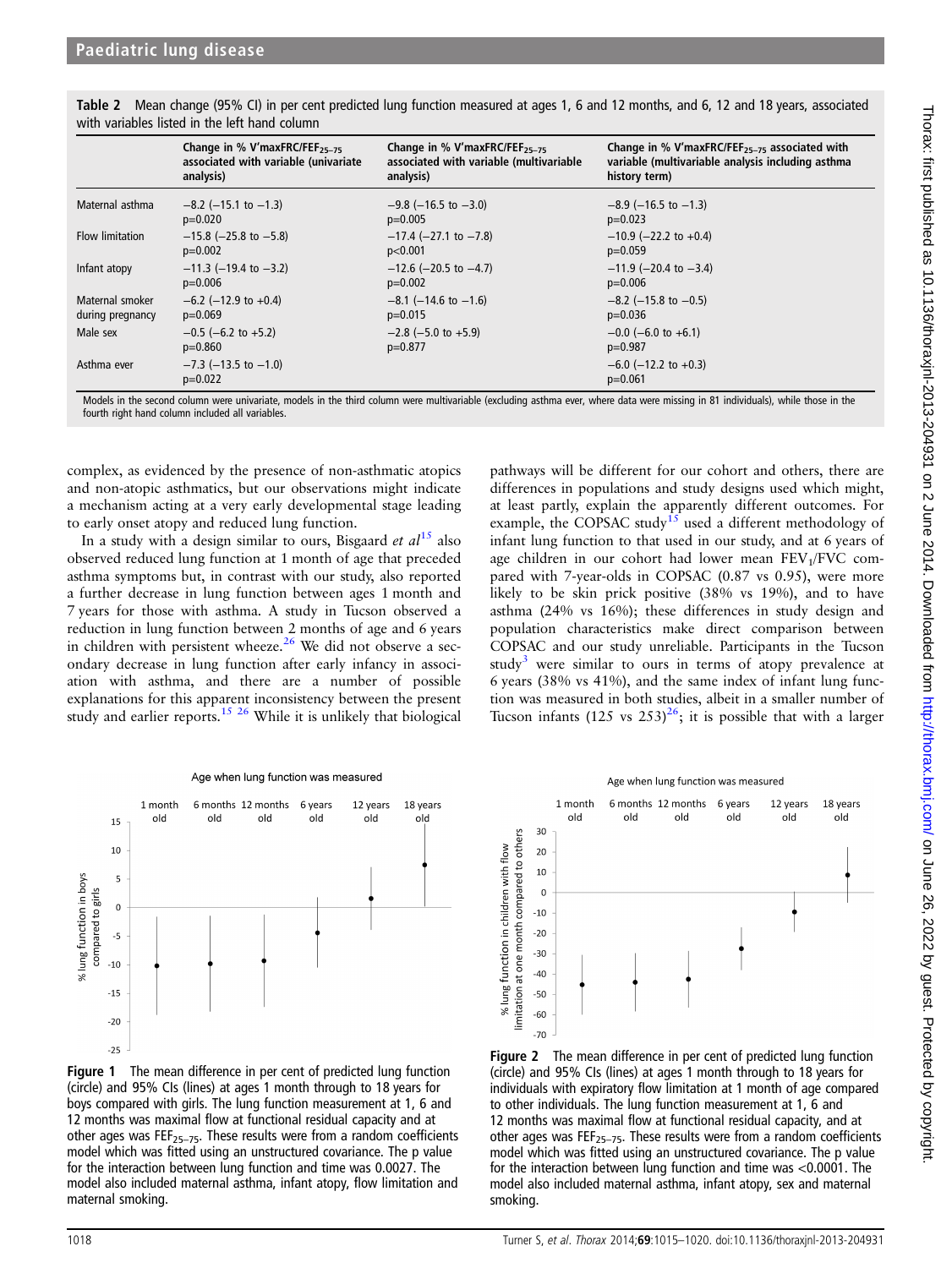**Table 2** Mean change (95% CI) in per cent predicted lung function measured at ages 1, 6 and 12 months, and 6, 12 and 18 years, associated with variables listed in the left hand column

| | Change in % V′maxFRC/$FEF_{25-75}$ associated with variable (univariate analysis) | Change in % V′maxFRC/$FEF_{25-75}$ associated with variable (multivariable analysis) | Change in % V′maxFRC/$FEF_{25-75}$ associated with variable (multivariable analysis including asthma history term) |
|---|---|---|---|
| Maternal asthma | −8.2 (−15.1 to −1.3) p=0.020 | −9.8 (−16.5 to −3.0) p=0.005 | −8.9 (−16.5 to −1.3) p=0.023 |
| Flow limitation | −15.8 (−25.8 to −5.8) p=0.002 | −17.4 (−27.1 to −7.8) p<0.001 | −10.9 (−22.2 to +0.4) p=0.059 |
| Infant atopy | −11.3 (−19.4 to −3.2) p=0.006 | −12.6 (−20.5 to −4.7) p=0.002 | −11.9 (−20.4 to −3.4) p=0.006 |
| Maternal smoker during pregnancy | −6.2 (−12.9 to +0.4) p=0.069 | −8.1 (−14.6 to −1.6) p=0.015 | −8.2 (−15.8 to −0.5) p=0.036 |
| Male sex | −0.5 (−6.2 to +5.2) p=0.860 | −2.8 (−5.0 to +5.9) p=0.877 | −0.0 (−6.0 to +6.1) p=0.987 |
| Asthma ever | −7.3 (−13.5 to −1.0) p=0.022 | | −6.0 (−12.2 to +0.3) p=0.061 |

Models in the second column were univariate, models in the third column were multivariable (excluding asthma ever, where data were missing in 81 individuals), while those in the fourth right hand column included all variables.

complex, as evidenced by the presence of non-asthmatic atopics and non-atopic asthmatics, but our observations might indicate a mechanism acting at a very early developmental stage leading to early onset atopy and reduced lung function.

In a study with a design similar to ours, Bisgaard *et al*[15] also observed reduced lung function at 1 month of age that preceded asthma symptoms but, in contrast with our study, also reported a further decrease in lung function between ages 1 month and 7 years for those with asthma. A study in Tucson observed a reduction in lung function between 2 months of age and 6 years in children with persistent wheeze.[26] We did not observe a secondary decrease in lung function after early infancy in association with asthma, and there are a number of possible explanations for this apparent inconsistency between the present study and earlier reports.[15 26] While it is unlikely that biological pathways will be different for our cohort and others, there are differences in populations and study designs used which might, at least partly, explain the apparently different outcomes. For example, the COPSAC study[15] used a different methodology of infant lung function to that used in our study, and at 6 years of age children in our cohort had lower mean $FEV_1$/FVC compared with 7-year-olds in COPSAC (0.87 vs 0.95), were more likely to be skin prick positive (38% vs 19%), and to have asthma (24% vs 16%); these differences in study design and population characteristics make direct comparison between COPSAC and our study unreliable. Participants in the Tucson study[3] were similar to ours in terms of atopy prevalence at 6 years (38% vs 41%), and the same index of infant lung function was measured in both studies, albeit in a smaller number of Tucson infants (125 vs 253)[26]; it is possible that with a larger

**Figure 1** The mean difference in per cent of predicted lung function (circle) and 95% CIs (lines) at ages 1 month through to 18 years for boys compared with girls. The lung function measurement at 1, 6 and 12 months was maximal flow at functional residual capacity and at other ages was $FEF_{25-75}$. These results were from a random coefficients model which was fitted using an unstructured covariance. The p value for the interaction between lung function and time was 0.0027. The model also included maternal asthma, infant atopy, flow limitation and maternal smoking.

**Figure 2** The mean difference in per cent of predicted lung function (circle) and 95% CIs (lines) at ages 1 month through to 18 years for individuals with expiratory flow limitation at 1 month of age compared to other individuals. The lung function measurement at 1, 6 and 12 months was maximal flow at functional residual capacity, and at other ages was $FEF_{25-75}$. These results were from a random coefficients model which was fitted using an unstructured covariance. The p value for the interaction between lung function and time was <0.0001. The model also included maternal asthma, infant atopy, sex and maternal smoking.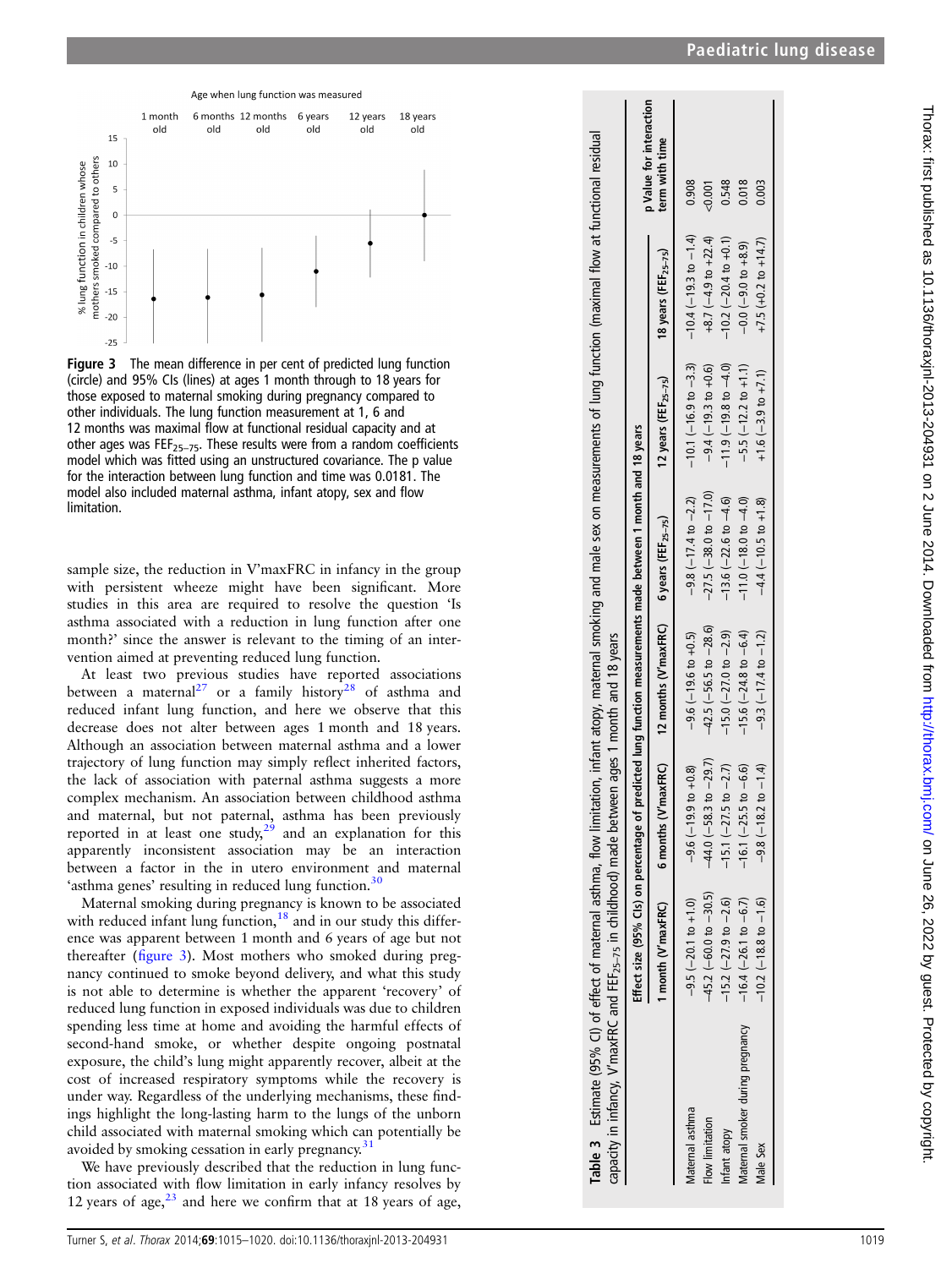Figure 3 The mean difference in per cent of predicted lung function (circle) and 95% CIs (lines) at ages 1 month through to 18 years for those exposed to maternal smoking during pregnancy compared to other individuals. The lung function measurement at 1, 6 and 12 months was maximal flow at functional residual capacity and at other ages was $FEF_{25-75}$. These results were from a random coefficients model which was fitted using an unstructured covariance. The p value for the interaction between lung function and time was 0.0181. The model also included maternal asthma, infant atopy, sex and flow limitation.

sample size, the reduction in V'maxFRC in infancy in the group with persistent wheeze might have been significant. More studies in this area are required to resolve the question 'Is asthma associated with a reduction in lung function after one month?' since the answer is relevant to the timing of an intervention aimed at preventing reduced lung function.

At least two previous studies have reported associations between a maternal[27] or a family history[28] of asthma and reduced infant lung function, and here we observe that this decrease does not alter between ages 1 month and 18 years. Although an association between maternal asthma and a lower trajectory of lung function may simply reflect inherited factors, the lack of association with paternal asthma suggests a more complex mechanism. An association between childhood asthma and maternal, but not paternal, asthma has been previously reported in at least one study,[29] and an explanation for this apparently inconsistent association may be an interaction between a factor in the in utero environment and maternal 'asthma genes' resulting in reduced lung function.[30]

Maternal smoking during pregnancy is known to be associated with reduced infant lung function,[18] and in our study this difference was apparent between 1 month and 6 years of age but not thereafter (figure 3). Most mothers who smoked during pregnancy continued to smoke beyond delivery, and what this study is not able to determine is whether the apparent 'recovery' of reduced lung function in exposed individuals was due to children spending less time at home and avoiding the harmful effects of second-hand smoke, or whether despite ongoing postnatal exposure, the child's lung might apparently recover, albeit at the cost of increased respiratory symptoms while the recovery is under way. Regardless of the underlying mechanisms, these findings highlight the long-lasting harm to the lungs of the unborn child associated with maternal smoking which can potentially be avoided by smoking cessation in early pregnancy.[31]

We have previously described that the reduction in lung function associated with flow limitation in early infancy resolves by 12 years of age,[23] and here we confirm that at 18 years of age,

**Table 3** Estimate (95% CI) of effect of maternal asthma, flow limitation, infant atopy, maternal smoking and male sex on measurements of lung function (maximal flow at functional residual capacity in infancy, V'maxFRC and $FEF_{25-75}$ in childhood) made between ages 1 month and 18 years

| | Effect size (95% CIs) on percentage of predicted lung function measurements made between 1 month and 18 years | | | | | | |
|---|---|---|---|---|---|---|---|
| | 1 month (V'maxFRC) | 6 months (V'maxFRC) | 12 months (V'maxFRC) | 6 years ($FEF_{25-75}$) | 12 years ($FEF_{25-75}$) | 18 years ($FEF_{25-75}$) | p Value for interaction term with time |
| Maternal asthma | −9.5 (−20.1 to +1.0) | −9.6 (−19.9 to +0.8) | −9.6 (−19.6 to +0.5) | −9.8 (−17.4 to −2.2) | −10.1 (−16.9 to −3.3) | −10.4 (−19.3 to −1.4) | 0.908 |
| Flow limitation | −45.2 (−60.0 to −30.5) | −44.0 (−58.3 to −29.7) | −42.5 (−56.5 to −28.6) | −27.5 (−38.0 to −17.0) | −9.4 (−19.3 to +0.6) | +8.7 (−4.9 to +22.4) | <0.001 |
| Infant atopy | −15.2 (−27.9 to −2.6) | −15.1 (−27.5 to −2.7) | −15.0 (−27.0 to −2.9) | −13.6 (−22.6 to −4.6) | −11.9 (−19.8 to −4.0) | −10.2 (−20.4 to +0.1) | 0.548 |
| Maternal smoker during pregnancy | −16.4 (−26.1 to −6.7) | −16.1 (−25.5 to −6.6) | −15.6 (−24.8 to −6.4) | −11.0 (−18.0 to −4.0) | −5.5 (−12.2 to +1.1) | −0.0 (−9.0 to +8.9) | 0.018 |
| Male Sex | −10.2 (−18.8 to −1.6) | −9.8 (−18.2 to −1.4) | −9.3 (−17.4 to −1.2) | −4.4 (−10.5 to +1.8) | +1.6 (−3.9 to +7.1) | +7.5 (+0.2 to +14.7) | 0.003 |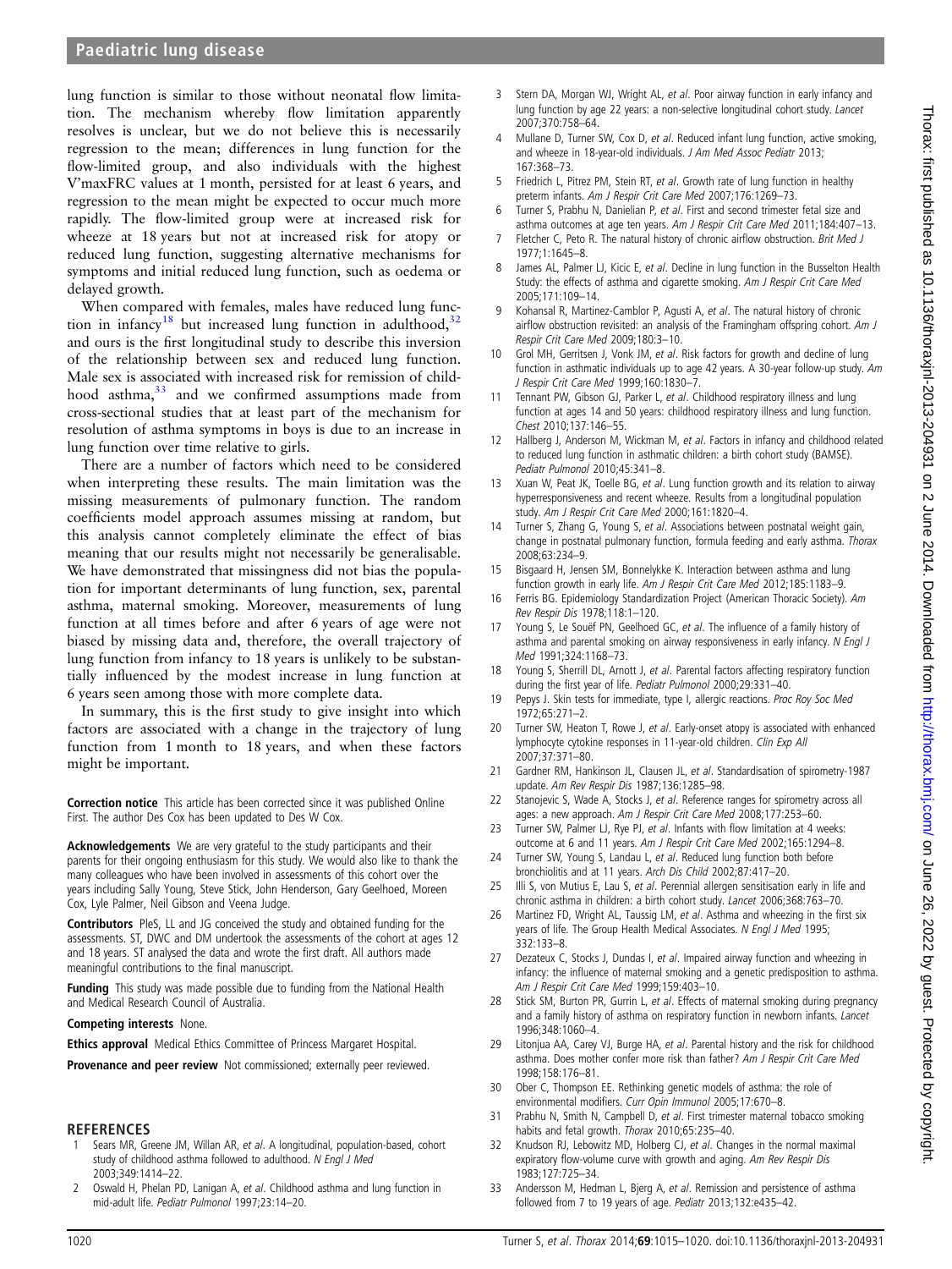lung function is similar to those without neonatal flow limitation. The mechanism whereby flow limitation apparently resolves is unclear, but we do not believe this is necessarily regression to the mean; differences in lung function for the flow-limited group, and also individuals with the highest V'maxFRC values at 1 month, persisted for at least 6 years, and regression to the mean might be expected to occur much more rapidly. The flow-limited group were at increased risk for wheeze at 18 years but not at increased risk for atopy or reduced lung function, suggesting alternative mechanisms for symptoms and initial reduced lung function, such as oedema or delayed growth.

When compared with females, males have reduced lung function in infancy[18] but increased lung function in adulthood,[32] and ours is the first longitudinal study to describe this inversion of the relationship between sex and reduced lung function. Male sex is associated with increased risk for remission of childhood asthma,[33] and we confirmed assumptions made from cross-sectional studies that at least part of the mechanism for resolution of asthma symptoms in boys is due to an increase in lung function over time relative to girls.

There are a number of factors which need to be considered when interpreting these results. The main limitation was the missing measurements of pulmonary function. The random coefficients model approach assumes missing at random, but this analysis cannot completely eliminate the effect of bias meaning that our results might not necessarily be generalisable. We have demonstrated that missingness did not bias the population for important determinants of lung function, sex, parental asthma, maternal smoking. Moreover, measurements of lung function at all times before and after 6 years of age were not biased by missing data and, therefore, the overall trajectory of lung function from infancy to 18 years is unlikely to be substantially influenced by the modest increase in lung function at 6 years seen among those with more complete data.

In summary, this is the first study to give insight into which factors are associated with a change in the trajectory of lung function from 1 month to 18 years, and when these factors might be important.

**Correction notice** This article has been corrected since it was published Online First. The author Des Cox has been updated to Des W Cox.

**Acknowledgements** We are very grateful to the study participants and their parents for their ongoing enthusiasm for this study. We would also like to thank the many colleagues who have been involved in assessments of this cohort over the years including Sally Young, Steve Stick, John Henderson, Gary Geelhoed, Moreen Cox, Lyle Palmer, Neil Gibson and Veena Judge.

**Contributors** PleS, LL and JG conceived the study and obtained funding for the assessments. ST, DWC and DM undertook the assessments of the cohort at ages 12 and 18 years. ST analysed the data and wrote the first draft. All authors made meaningful contributions to the final manuscript.

**Funding** This study was made possible due to funding from the National Health and Medical Research Council of Australia.

**Competing interests** None.

**Ethics approval** Medical Ethics Committee of Princess Margaret Hospital.

**Provenance and peer review** Not commissioned; externally peer reviewed.

## REFERENCES

1. Sears MR, Greene JM, Willan AR, *et al*. A longitudinal, population-based, cohort study of childhood asthma followed to adulthood. *N Engl J Med* 2003;349:1414–22.
2. Oswald H, Phelan PD, Lanigan A, *et al*. Childhood asthma and lung function in mid-adult life. *Pediatr Pulmonol* 1997;23:14–20.
3. Stern DA, Morgan WJ, Wright AL, *et al*. Poor airway function in early infancy and lung function by age 22 years: a non-selective longitudinal cohort study. *Lancet* 2007;370:758–64.
4. Mullane D, Turner SW, Cox D, *et al*. Reduced infant lung function, active smoking, and wheeze in 18-year-old individuals. *J Am Med Assoc Pediatr* 2013;167:368–73.
5. Friedrich L, Pitrez PM, Stein RT, *et al*. Growth rate of lung function in healthy preterm infants. *Am J Respir Crit Care Med* 2007;176:1269–73.
6. Turner S, Prabhu N, Danielian P, *et al*. First and second trimester fetal size and asthma outcomes at age ten years. *Am J Respir Crit Care Med* 2011;184:407–13.
7. Fletcher C, Peto R. The natural history of chronic airflow obstruction. *Brit Med J* 1977;1:1645–8.
8. James AL, Palmer LJ, Kicic E, *et al*. Decline in lung function in the Busselton Health Study: the effects of asthma and cigarette smoking. *Am J Respir Crit Care Med* 2005;171:109–14.
9. Kohansal R, Martinez-Camblor P, Agusti A, *et al*. The natural history of chronic airflow obstruction revisited: an analysis of the Framingham offspring cohort. *Am J Respir Crit Care Med* 2009;180:3–10.
10. Grol MH, Gerritsen J, Vonk JM, *et al*. Risk factors for growth and decline of lung function in asthmatic individuals up to age 42 years. A 30-year follow-up study. *Am J Respir Crit Care Med* 1999;160:1830–7.
11. Tennant PW, Gibson GJ, Parker L, *et al*. Childhood respiratory illness and lung function at ages 14 and 50 years: childhood respiratory illness and lung function. *Chest* 2010;137:146–55.
12. Hallberg J, Anderson M, Wickman M, *et al*. Factors in infancy and childhood related to reduced lung function in asthmatic children: a birth cohort study (BAMSE). *Pediatr Pulmonol* 2010;45:341–8.
13. Xuan W, Peat JK, Toelle BG, *et al*. Lung function growth and its relation to airway hyperresponsiveness and recent wheeze. Results from a longitudinal population study. *Am J Respir Crit Care Med* 2000;161:1820–4.
14. Turner S, Zhang G, Young S, *et al*. Associations between postnatal weight gain, change in postnatal pulmonary function, formula feeding and early asthma. *Thorax* 2008;63:234–9.
15. Bisgaard H, Jensen SM, Bonnelykke K. Interaction between asthma and lung function growth in early life. *Am J Respir Crit Care Med* 2012;185:1183–9.
16. Ferris BG. Epidemiology Standardization Project (American Thoracic Society). *Am Rev Respir Dis* 1978;118:1–120.
17. Young S, Le Souëf PN, Geelhoed GC, *et al*. The influence of a family history of asthma and parental smoking on airway responsiveness in early infancy. *N Engl J Med* 1991;324:1168–73.
18. Young S, Sherrill DL, Arnott J, *et al*. Parental factors affecting respiratory function during the first year of life. *Pediatr Pulmonol* 2000;29:331–40.
19. Pepys J. Skin tests for immediate, type I, allergic reactions. *Proc Roy Soc Med* 1972;65:271–2.
20. Turner SW, Heaton T, Rowe J, *et al*. Early-onset atopy is associated with enhanced lymphocyte cytokine responses in 11-year-old children. *Clin Exp All* 2007;37:371–80.
21. Gardner RM, Hankinson JL, Clausen JL, *et al*. Standardisation of spirometry-1987 update. *Am Rev Respir Dis* 1987;136:1285–98.
22. Stanojevic S, Wade A, Stocks J, *et al*. Reference ranges for spirometry across all ages: a new approach. *Am J Respir Crit Care Med* 2008;177:253–60.
23. Turner SW, Palmer LJ, Rye PJ, *et al*. Infants with flow limitation at 4 weeks: outcome at 6 and 11 years. *Am J Respir Crit Care Med* 2002;165:1294–8.
24. Turner SW, Young S, Landau L, *et al*. Reduced lung function both before bronchiolitis and at 11 years. *Arch Dis Child* 2002;87:417–20.
25. Illi S, von Mutius E, Lau S, *et al*. Perennial allergen sensitisation early in life and chronic asthma in children: a birth cohort study. *Lancet* 2006;368:763–70.
26. Martinez FD, Wright AL, Taussig LM, *et al*. Asthma and wheezing in the first six years of life. The Group Health Medical Associates. *N Engl J Med* 1995;332:133–8.
27. Dezateux C, Stocks J, Dundas I, *et al*. Impaired airway function and wheezing in infancy: the influence of maternal smoking and a genetic predisposition to asthma. *Am J Respir Crit Care Med* 1999;159:403–10.
28. Stick SM, Burton PR, Gurrin L, *et al*. Effects of maternal smoking during pregnancy and a family history of asthma on respiratory function in newborn infants. *Lancet* 1996;348:1060–4.
29. Litonjua AA, Carey VJ, Burge HA, *et al*. Parental history and the risk for childhood asthma. Does mother confer more risk than father? *Am J Respir Crit Care Med* 1998;158:176–81.
30. Ober C, Thompson EE. Rethinking genetic models of asthma: the role of environmental modifiers. *Curr Opin Immunol* 2005;17:670–8.
31. Prabhu N, Smith N, Campbell D, *et al*. First trimester maternal tobacco smoking habits and fetal growth. *Thorax* 2010;65:235–40.
32. Knudson RJ, Lebowitz MD, Holberg CJ, *et al*. Changes in the normal maximal expiratory flow-volume curve with growth and aging. *Am Rev Respir Dis* 1983;127:725–34.
33. Andersson M, Hedman L, Bjerg A, *et al*. Remission and persistence of asthma followed from 7 to 19 years of age. *Pediatr* 2013;132:e435–42.